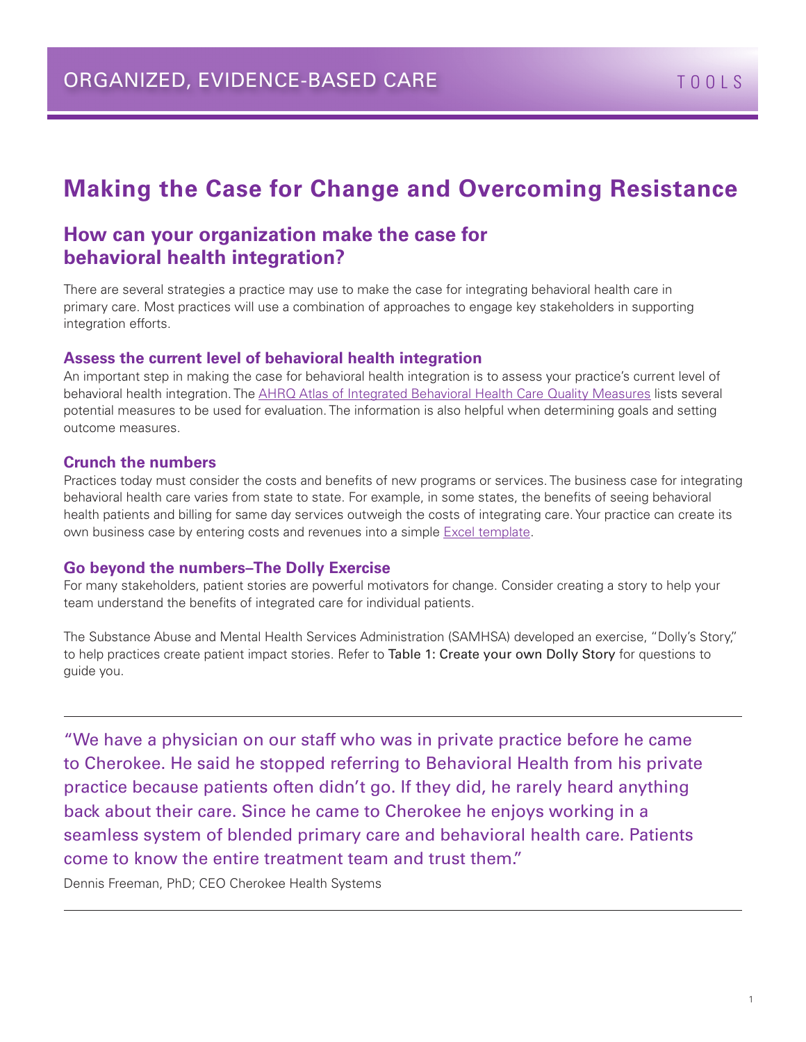ORGANIZED, EVIDENCE-BASED CARE — TOOLS

# Making the Case for Change and Overcoming Resistance

## How can your organization make the case for behavioral health integration?

There are several strategies a practice may use to make the case for integrating behavioral health care in primary care. Most practices will use a combination of approaches to engage key stakeholders in supporting integration efforts.

### Assess the current level of behavioral health integration

An important step in making the case for behavioral health integration is to assess your practice's current level of behavioral health integration. The AHRQ Atlas of Integrated Behavioral Health Care Quality Measures lists several potential measures to be used for evaluation. The information is also helpful when determining goals and setting outcome measures.

### Crunch the numbers

Practices today must consider the costs and benefits of new programs or services. The business case for integrating behavioral health care varies from state to state. For example, in some states, the benefits of seeing behavioral health patients and billing for same day services outweigh the costs of integrating care. Your practice can create its own business case by entering costs and revenues into a simple Excel template.

### Go beyond the numbers–The Dolly Exercise

For many stakeholders, patient stories are powerful motivators for change. Consider creating a story to help your team understand the benefits of integrated care for individual patients.

The Substance Abuse and Mental Health Services Administration (SAMHSA) developed an exercise, "Dolly's Story," to help practices create patient impact stories. Refer to Table 1: Create your own Dolly Story for questions to guide you.

---

"We have a physician on our staff who was in private practice before he came to Cherokee. He said he stopped referring to Behavioral Health from his private practice because patients often didn't go. If they did, he rarely heard anything back about their care. Since he came to Cherokee he enjoys working in a seamless system of blended primary care and behavioral health care. Patients come to know the entire treatment team and trust them."

Dennis Freeman, PhD; CEO Cherokee Health Systems

---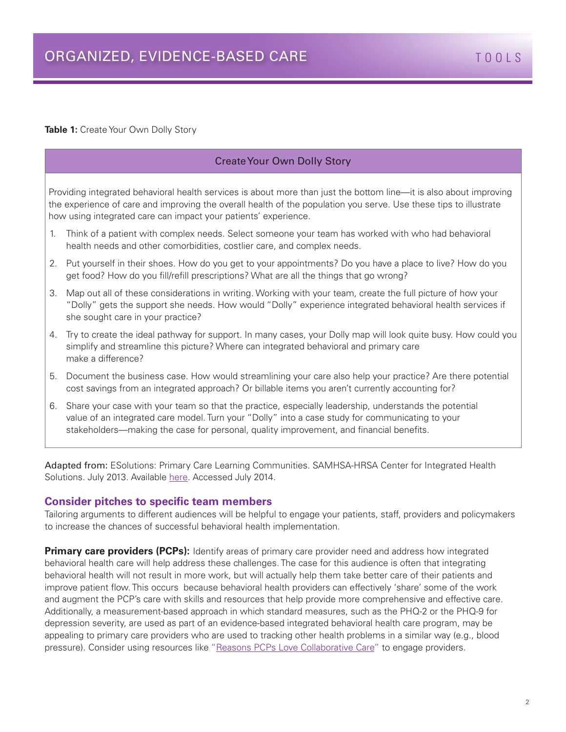**Table 1:** Create Your Own Dolly Story

| Create Your Own Dolly Story |
| --- |
| Providing integrated behavioral health services is about more than just the bottom line—it is also about improving the experience of care and improving the overall health of the population you serve. Use these tips to illustrate how using integrated care can impact your patients' experience.<br><br>1. Think of a patient with complex needs. Select someone your team has worked with who had behavioral health needs and other comorbidities, costlier care, and complex needs.<br>2. Put yourself in their shoes. How do you get to your appointments? Do you have a place to live? How do you get food? How do you fill/refill prescriptions? What are all the things that go wrong?<br>3. Map out all of these considerations in writing. Working with your team, create the full picture of how your "Dolly" gets the support she needs. How would "Dolly" experience integrated behavioral health services if she sought care in your practice?<br>4. Try to create the ideal pathway for support. In many cases, your Dolly map will look quite busy. How could you simplify and streamline this picture? Where can integrated behavioral and primary care make a difference?<br>5. Document the business case. How would streamlining your care also help your practice? Are there potential cost savings from an integrated approach? Or billable items you aren't currently accounting for?<br>6. Share your case with your team so that the practice, especially leadership, understands the potential value of an integrated care model. Turn your "Dolly" into a case study for communicating to your stakeholders—making the case for personal, quality improvement, and financial benefits. |

Adapted from: ESolutions: Primary Care Learning Communities. SAMHSA-HRSA Center for Integrated Health Solutions. July 2013. Available here. Accessed July 2014.

### Consider pitches to specific team members

Tailoring arguments to different audiences will be helpful to engage your patients, staff, providers and policymakers to increase the chances of successful behavioral health implementation.

**Primary care providers (PCPs):** Identify areas of primary care provider need and address how integrated behavioral health care will help address these challenges. The case for this audience is often that integrating behavioral health will not result in more work, but will actually help them take better care of their patients and improve patient flow. This occurs because behavioral health providers can effectively 'share' some of the work and augment the PCP's care with skills and resources that help provide more comprehensive and effective care. Additionally, a measurement-based approach in which standard measures, such as the PHQ-2 or the PHQ-9 for depression severity, are used as part of an evidence-based integrated behavioral health care program, may be appealing to primary care providers who are used to tracking other health problems in a similar way (e.g., blood pressure). Consider using resources like "Reasons PCPs Love Collaborative Care" to engage providers.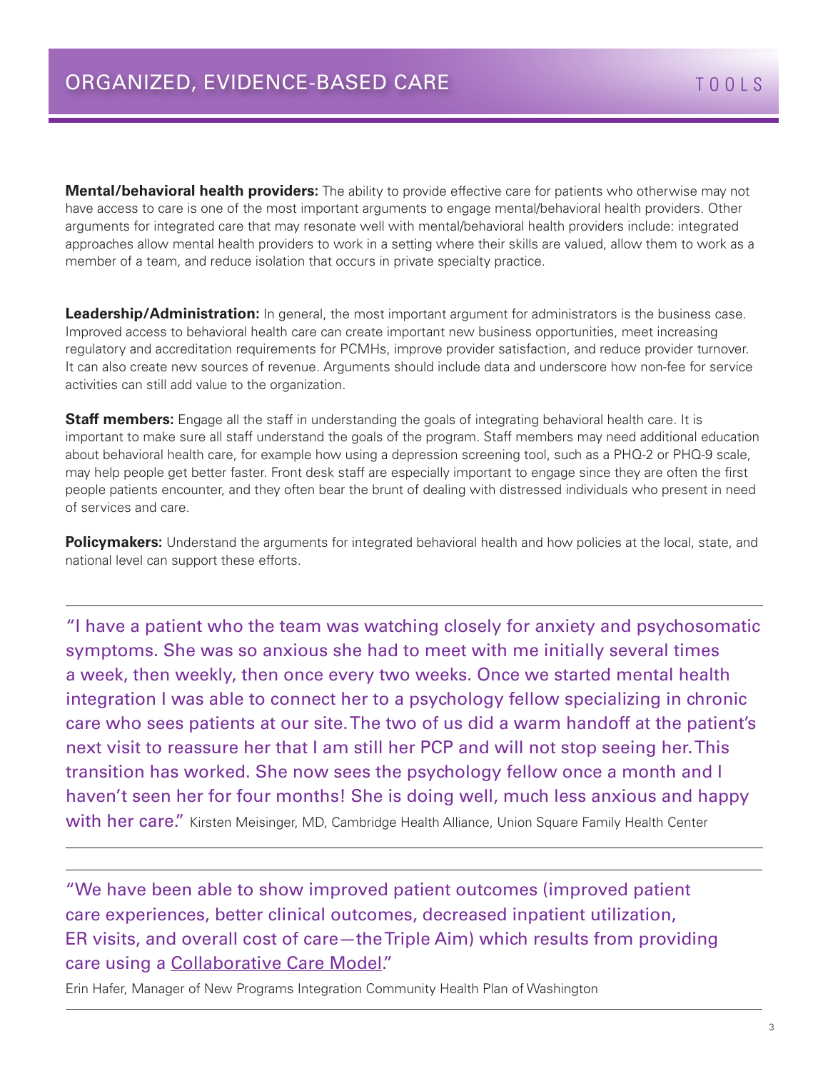**Mental/behavioral health providers:** The ability to provide effective care for patients who otherwise may not have access to care is one of the most important arguments to engage mental/behavioral health providers. Other arguments for integrated care that may resonate well with mental/behavioral health providers include: integrated approaches allow mental health providers to work in a setting where their skills are valued, allow them to work as a member of a team, and reduce isolation that occurs in private specialty practice.

**Leadership/Administration:** In general, the most important argument for administrators is the business case. Improved access to behavioral health care can create important new business opportunities, meet increasing regulatory and accreditation requirements for PCMHs, improve provider satisfaction, and reduce provider turnover. It can also create new sources of revenue. Arguments should include data and underscore how non-fee for service activities can still add value to the organization.

**Staff members:** Engage all the staff in understanding the goals of integrating behavioral health care. It is important to make sure all staff understand the goals of the program. Staff members may need additional education about behavioral health care, for example how using a depression screening tool, such as a PHQ-2 or PHQ-9 scale, may help people get better faster. Front desk staff are especially important to engage since they are often the first people patients encounter, and they often bear the brunt of dealing with distressed individuals who present in need of services and care.

**Policymakers:** Understand the arguments for integrated behavioral health and how policies at the local, state, and national level can support these efforts.

---

"I have a patient who the team was watching closely for anxiety and psychosomatic symptoms. She was so anxious she had to meet with me initially several times a week, then weekly, then once every two weeks. Once we started mental health integration I was able to connect her to a psychology fellow specializing in chronic care who sees patients at our site. The two of us did a warm handoff at the patient's next visit to reassure her that I am still her PCP and will not stop seeing her. This transition has worked. She now sees the psychology fellow once a month and I haven't seen her for four months! She is doing well, much less anxious and happy with her care." Kirsten Meisinger, MD, Cambridge Health Alliance, Union Square Family Health Center

---

"We have been able to show improved patient outcomes (improved patient care experiences, better clinical outcomes, decreased inpatient utilization, ER visits, and overall cost of care—the Triple Aim) which results from providing care using a Collaborative Care Model."

Erin Hafer, Manager of New Programs Integration Community Health Plan of Washington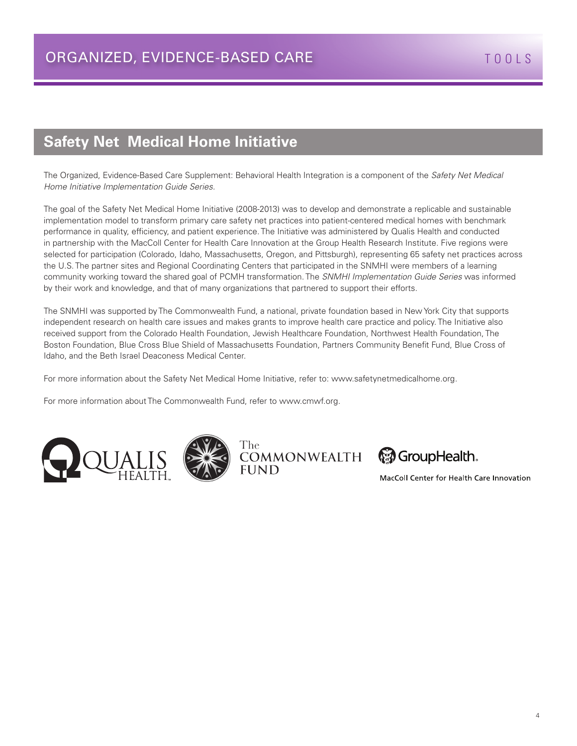# Safety Net Medical Home Initiative

The Organized, Evidence-Based Care Supplement: Behavioral Health Integration is a component of the *Safety Net Medical Home Initiative Implementation Guide Series.*

The goal of the Safety Net Medical Home Initiative (2008-2013) was to develop and demonstrate a replicable and sustainable implementation model to transform primary care safety net practices into patient-centered medical homes with benchmark performance in quality, efficiency, and patient experience. The Initiative was administered by Qualis Health and conducted in partnership with the MacColl Center for Health Care Innovation at the Group Health Research Institute. Five regions were selected for participation (Colorado, Idaho, Massachusetts, Oregon, and Pittsburgh), representing 65 safety net practices across the U.S. The partner sites and Regional Coordinating Centers that participated in the SNMHI were members of a learning community working toward the shared goal of PCMH transformation. The *SNMHI Implementation Guide Series* was informed by their work and knowledge, and that of many organizations that partnered to support their efforts.

The SNMHI was supported by The Commonwealth Fund, a national, private foundation based in New York City that supports independent research on health care issues and makes grants to improve health care practice and policy. The Initiative also received support from the Colorado Health Foundation, Jewish Healthcare Foundation, Northwest Health Foundation, The Boston Foundation, Blue Cross Blue Shield of Massachusetts Foundation, Partners Community Benefit Fund, Blue Cross of Idaho, and the Beth Israel Deaconess Medical Center.

For more information about the Safety Net Medical Home Initiative, refer to: www.safetynetmedicalhome.org.

For more information about The Commonwealth Fund, refer to www.cmwf.org.